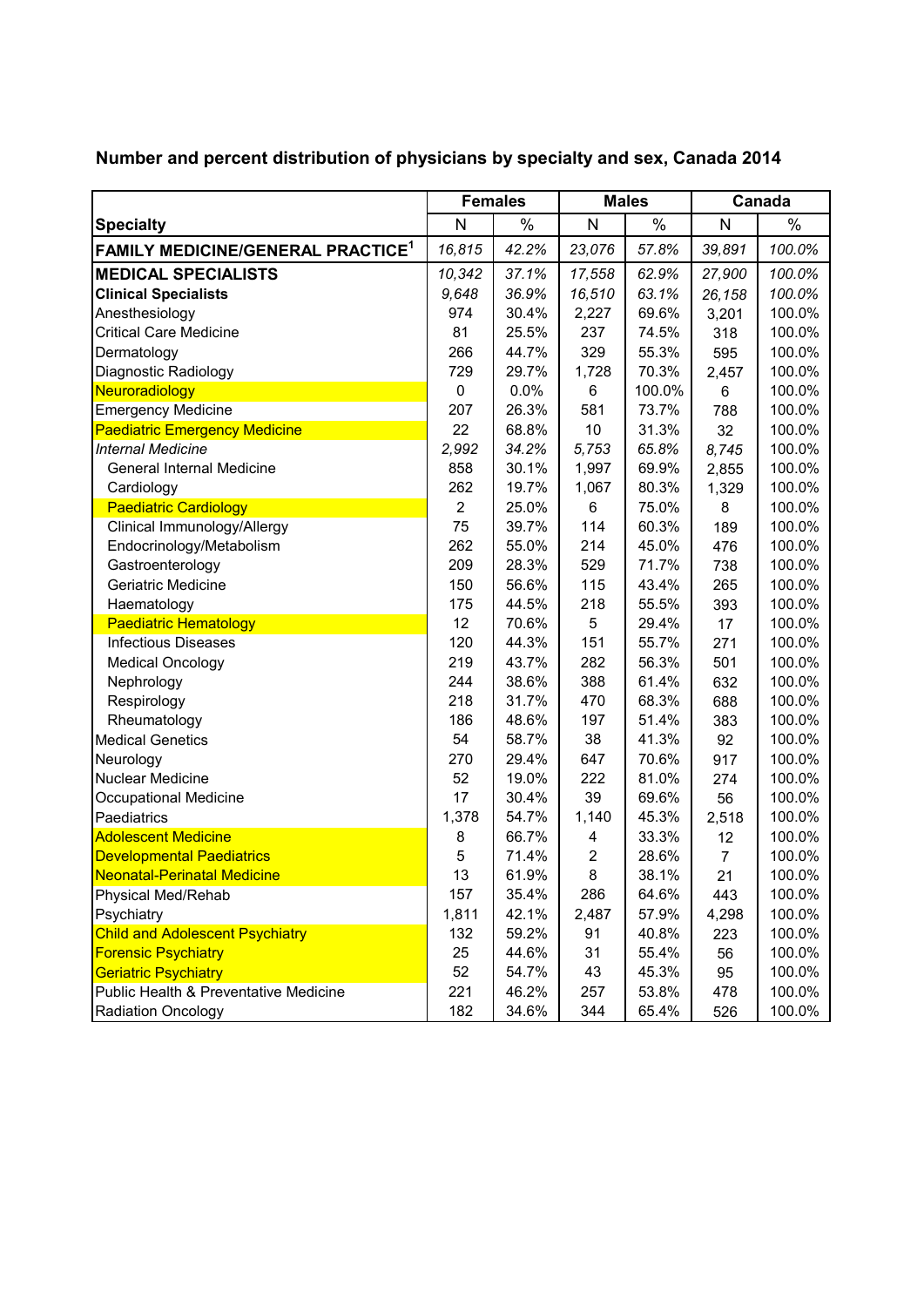## Number and percent distribution of physicians by specialty and sex, Canada 2014

| Specialty | Females | | Males | | Canada | |
|---|---|---|---|---|---|---|
| | N | % | N | % | N | % |
| **FAMILY MEDICINE/GENERAL PRACTICE[1]** | *16,815* | *42.2%* | *23,076* | *57.8%* | *39,891* | *100.0%* |
| **MEDICAL SPECIALISTS** | *10,342* | *37.1%* | *17,558* | *62.9%* | *27,900* | *100.0%* |
| **Clinical Specialists** | *9,648* | *36.9%* | *16,510* | *63.1%* | *26,158* | *100.0%* |
| Anesthesiology | 974 | 30.4% | 2,227 | 69.6% | 3,201 | 100.0% |
| Critical Care Medicine | 81 | 25.5% | 237 | 74.5% | 318 | 100.0% |
| Dermatology | 266 | 44.7% | 329 | 55.3% | 595 | 100.0% |
| Diagnostic Radiology | 729 | 29.7% | 1,728 | 70.3% | 2,457 | 100.0% |
| Neuroradiology | 0 | 0.0% | 6 | 100.0% | 6 | 100.0% |
| Emergency Medicine | 207 | 26.3% | 581 | 73.7% | 788 | 100.0% |
| Paediatric Emergency Medicine | 22 | 68.8% | 10 | 31.3% | 32 | 100.0% |
| *Internal Medicine* | *2,992* | *34.2%* | *5,753* | *65.8%* | *8,745* | 100.0% |
| General Internal Medicine | 858 | 30.1% | 1,997 | 69.9% | 2,855 | 100.0% |
| Cardiology | 262 | 19.7% | 1,067 | 80.3% | 1,329 | 100.0% |
| Paediatric Cardiology | 2 | 25.0% | 6 | 75.0% | 8 | 100.0% |
| Clinical Immunology/Allergy | 75 | 39.7% | 114 | 60.3% | 189 | 100.0% |
| Endocrinology/Metabolism | 262 | 55.0% | 214 | 45.0% | 476 | 100.0% |
| Gastroenterology | 209 | 28.3% | 529 | 71.7% | 738 | 100.0% |
| Geriatric Medicine | 150 | 56.6% | 115 | 43.4% | 265 | 100.0% |
| Haematology | 175 | 44.5% | 218 | 55.5% | 393 | 100.0% |
| Paediatric Hematology | 12 | 70.6% | 5 | 29.4% | 17 | 100.0% |
| Infectious Diseases | 120 | 44.3% | 151 | 55.7% | 271 | 100.0% |
| Medical Oncology | 219 | 43.7% | 282 | 56.3% | 501 | 100.0% |
| Nephrology | 244 | 38.6% | 388 | 61.4% | 632 | 100.0% |
| Respirology | 218 | 31.7% | 470 | 68.3% | 688 | 100.0% |
| Rheumatology | 186 | 48.6% | 197 | 51.4% | 383 | 100.0% |
| Medical Genetics | 54 | 58.7% | 38 | 41.3% | 92 | 100.0% |
| Neurology | 270 | 29.4% | 647 | 70.6% | 917 | 100.0% |
| Nuclear Medicine | 52 | 19.0% | 222 | 81.0% | 274 | 100.0% |
| Occupational Medicine | 17 | 30.4% | 39 | 69.6% | 56 | 100.0% |
| Paediatrics | 1,378 | 54.7% | 1,140 | 45.3% | 2,518 | 100.0% |
| Adolescent Medicine | 8 | 66.7% | 4 | 33.3% | 12 | 100.0% |
| Developmental Paediatrics | 5 | 71.4% | 2 | 28.6% | 7 | 100.0% |
| Neonatal-Perinatal Medicine | 13 | 61.9% | 8 | 38.1% | 21 | 100.0% |
| Physical Med/Rehab | 157 | 35.4% | 286 | 64.6% | 443 | 100.0% |
| Psychiatry | 1,811 | 42.1% | 2,487 | 57.9% | 4,298 | 100.0% |
| Child and Adolescent Psychiatry | 132 | 59.2% | 91 | 40.8% | 223 | 100.0% |
| Forensic Psychiatry | 25 | 44.6% | 31 | 55.4% | 56 | 100.0% |
| Geriatric Psychiatry | 52 | 54.7% | 43 | 45.3% | 95 | 100.0% |
| Public Health & Preventative Medicine | 221 | 46.2% | 257 | 53.8% | 478 | 100.0% |
| Radiation Oncology | 182 | 34.6% | 344 | 65.4% | 526 | 100.0% |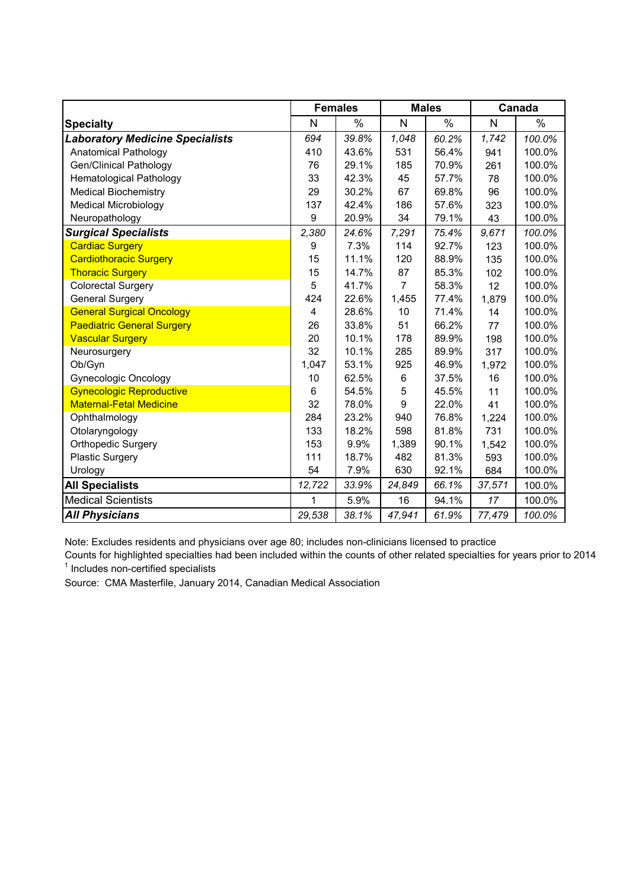| Specialty | Females | | Males | | Canada | |
|---|---|---|---|---|---|---|
| | N | % | N | % | N | % |
| ***Laboratory Medicine Specialists*** | *694* | *39.8%* | *1,048* | *60.2%* | *1,742* | *100.0%* |
| Anatomical Pathology | 410 | 43.6% | 531 | 56.4% | 941 | 100.0% |
| Gen/Clinical Pathology | 76 | 29.1% | 185 | 70.9% | 261 | 100.0% |
| Hematological Pathology | 33 | 42.3% | 45 | 57.7% | 78 | 100.0% |
| Medical Biochemistry | 29 | 30.2% | 67 | 69.8% | 96 | 100.0% |
| Medical Microbiology | 137 | 42.4% | 186 | 57.6% | 323 | 100.0% |
| Neuropathology | 9 | 20.9% | 34 | 79.1% | 43 | 100.0% |
| ***Surgical Specialists*** | *2,380* | *24.6%* | *7,291* | *75.4%* | *9,671* | *100.0%* |
| Cardiac Surgery | 9 | 7.3% | 114 | 92.7% | 123 | 100.0% |
| Cardiothoracic Surgery | 15 | 11.1% | 120 | 88.9% | 135 | 100.0% |
| Thoracic Surgery | 15 | 14.7% | 87 | 85.3% | 102 | 100.0% |
| Colorectal Surgery | 5 | 41.7% | 7 | 58.3% | 12 | 100.0% |
| General Surgery | 424 | 22.6% | 1,455 | 77.4% | 1,879 | 100.0% |
| General Surgical Oncology | 4 | 28.6% | 10 | 71.4% | 14 | 100.0% |
| Paediatric General Surgery | 26 | 33.8% | 51 | 66.2% | 77 | 100.0% |
| Vascular Surgery | 20 | 10.1% | 178 | 89.9% | 198 | 100.0% |
| Neurosurgery | 32 | 10.1% | 285 | 89.9% | 317 | 100.0% |
| Ob/Gyn | 1,047 | 53.1% | 925 | 46.9% | 1,972 | 100.0% |
| Gynecologic Oncology | 10 | 62.5% | 6 | 37.5% | 16 | 100.0% |
| Gynecologic Reproductive | 6 | 54.5% | 5 | 45.5% | 11 | 100.0% |
| Maternal-Fetal Medicine | 32 | 78.0% | 9 | 22.0% | 41 | 100.0% |
| Ophthalmology | 284 | 23.2% | 940 | 76.8% | 1,224 | 100.0% |
| Otolaryngology | 133 | 18.2% | 598 | 81.8% | 731 | 100.0% |
| Orthopedic Surgery | 153 | 9.9% | 1,389 | 90.1% | 1,542 | 100.0% |
| Plastic Surgery | 111 | 18.7% | 482 | 81.3% | 593 | 100.0% |
| Urology | 54 | 7.9% | 630 | 92.1% | 684 | 100.0% |
| **All Specialists** | *12,722* | *33.9%* | *24,849* | *66.1%* | *37,571* | 100.0% |
| Medical Scientists | 1 | 5.9% | 16 | 94.1% | *17* | 100.0% |
| ***All Physicians*** | *29,538* | *38.1%* | *47,941* | *61.9%* | *77,479* | *100.0%* |

Note: Excludes residents and physicians over age 80; includes non-clinicians licensed to practice

Counts for highlighted specialties had been included within the counts of other related specialties for years prior to 2014

[1] Includes non-certified specialists

Source: CMA Masterfile, January 2014, Canadian Medical Association